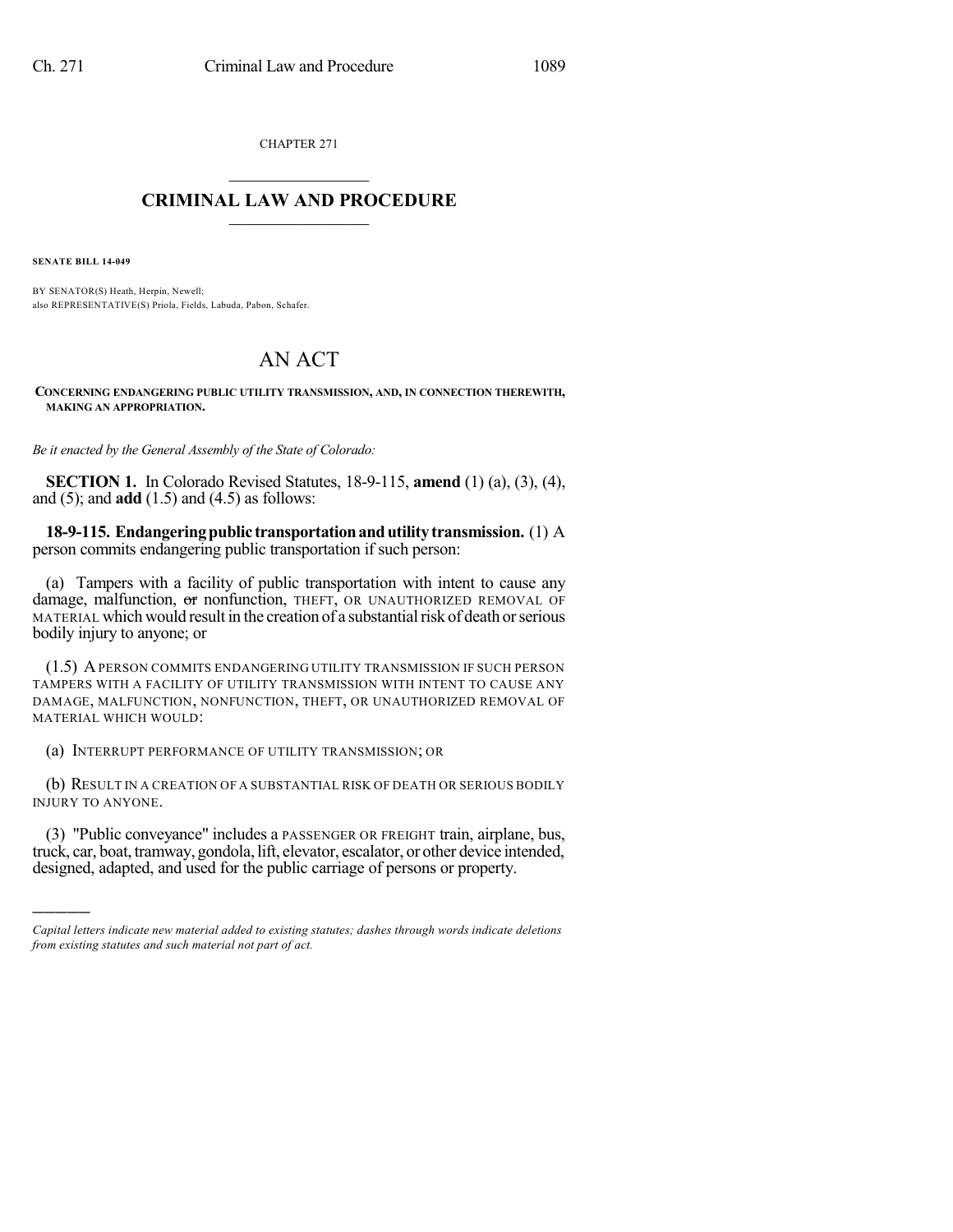CHAPTER 271

# CRIMINAL LAW AND PROCEDURE

**SENATE BILL 14-049**

BY SENATOR(S) Heath, Herpin, Newell;
also REPRESENTATIVE(S) Priola, Fields, Labuda, Pabon, Schafer.

# AN ACT

**CONCERNING ENDANGERING PUBLIC UTILITY TRANSMISSION, AND, IN CONNECTION THEREWITH, MAKING AN APPROPRIATION.**

*Be it enacted by the General Assembly of the State of Colorado:*

**SECTION 1.** In Colorado Revised Statutes, 18-9-115, **amend** (1) (a), (3), (4), and (5); and **add** (1.5) and (4.5) as follows:

**18-9-115. Endangering public transportation and utility transmission.** (1) A person commits endangering public transportation if such person:

(a) Tampers with a facility of public transportation with intent to cause any damage, malfunction, ~~or~~ nonfunction, THEFT, OR UNAUTHORIZED REMOVAL OF MATERIAL which would result in the creation of a substantial risk of death or serious bodily injury to anyone; or

(1.5) A PERSON COMMITS ENDANGERING UTILITY TRANSMISSION IF SUCH PERSON TAMPERS WITH A FACILITY OF UTILITY TRANSMISSION WITH INTENT TO CAUSE ANY DAMAGE, MALFUNCTION, NONFUNCTION, THEFT, OR UNAUTHORIZED REMOVAL OF MATERIAL WHICH WOULD:

(a) INTERRUPT PERFORMANCE OF UTILITY TRANSMISSION; OR

(b) RESULT IN A CREATION OF A SUBSTANTIAL RISK OF DEATH OR SERIOUS BODILY INJURY TO ANYONE.

(3) "Public conveyance" includes a PASSENGER OR FREIGHT train, airplane, bus, truck, car, boat, tramway, gondola, lift, elevator, escalator, or other device intended, designed, adapted, and used for the public carriage of persons or property.

---

*Capital letters indicate new material added to existing statutes; dashes through words indicate deletions from existing statutes and such material not part of act.*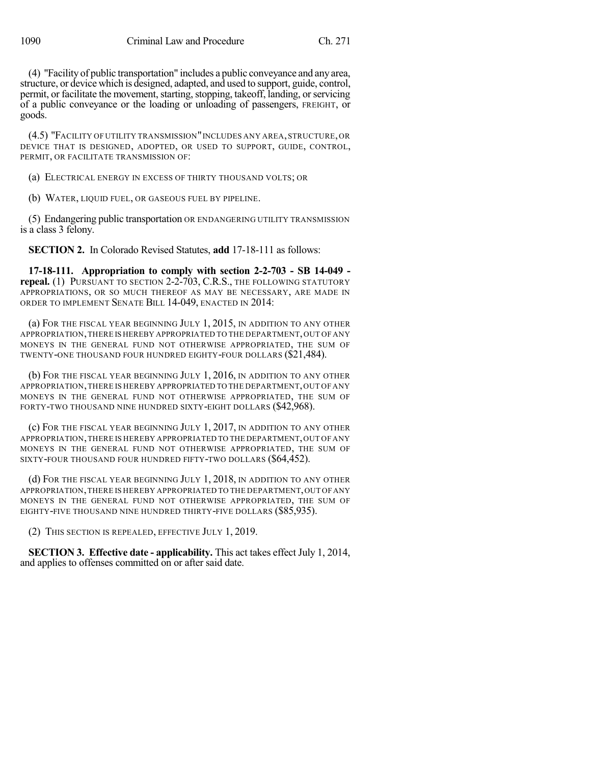(4) "Facility of public transportation" includes a public conveyance and any area, structure, or device which is designed, adapted, and used to support, guide, control, permit, or facilitate the movement, starting, stopping, takeoff, landing, or servicing of a public conveyance or the loading or unloading of passengers, FREIGHT, or goods.

(4.5) "FACILITY OF UTILITY TRANSMISSION" INCLUDES ANY AREA, STRUCTURE, OR DEVICE THAT IS DESIGNED, ADOPTED, OR USED TO SUPPORT, GUIDE, CONTROL, PERMIT, OR FACILITATE TRANSMISSION OF:

(a) ELECTRICAL ENERGY IN EXCESS OF THIRTY THOUSAND VOLTS; OR

(b) WATER, LIQUID FUEL, OR GASEOUS FUEL BY PIPELINE.

(5) Endangering public transportation OR ENDANGERING UTILITY TRANSMISSION is a class 3 felony.

**SECTION 2.** In Colorado Revised Statutes, **add** 17-18-111 as follows:

**17-18-111. Appropriation to comply with section 2-2-703 - SB 14-049 - repeal.** (1) PURSUANT TO SECTION 2-2-703, C.R.S., THE FOLLOWING STATUTORY APPROPRIATIONS, OR SO MUCH THEREOF AS MAY BE NECESSARY, ARE MADE IN ORDER TO IMPLEMENT SENATE BILL 14-049, ENACTED IN 2014:

(a) FOR THE FISCAL YEAR BEGINNING JULY 1, 2015, IN ADDITION TO ANY OTHER APPROPRIATION, THERE IS HEREBY APPROPRIATED TO THE DEPARTMENT, OUT OF ANY MONEYS IN THE GENERAL FUND NOT OTHERWISE APPROPRIATED, THE SUM OF TWENTY-ONE THOUSAND FOUR HUNDRED EIGHTY-FOUR DOLLARS ($21,484).

(b) FOR THE FISCAL YEAR BEGINNING JULY 1, 2016, IN ADDITION TO ANY OTHER APPROPRIATION, THERE IS HEREBY APPROPRIATED TO THE DEPARTMENT, OUT OF ANY MONEYS IN THE GENERAL FUND NOT OTHERWISE APPROPRIATED, THE SUM OF FORTY-TWO THOUSAND NINE HUNDRED SIXTY-EIGHT DOLLARS ($42,968).

(c) FOR THE FISCAL YEAR BEGINNING JULY 1, 2017, IN ADDITION TO ANY OTHER APPROPRIATION, THERE IS HEREBY APPROPRIATED TO THE DEPARTMENT, OUT OF ANY MONEYS IN THE GENERAL FUND NOT OTHERWISE APPROPRIATED, THE SUM OF SIXTY-FOUR THOUSAND FOUR HUNDRED FIFTY-TWO DOLLARS ($64,452).

(d) FOR THE FISCAL YEAR BEGINNING JULY 1, 2018, IN ADDITION TO ANY OTHER APPROPRIATION, THERE IS HEREBY APPROPRIATED TO THE DEPARTMENT, OUT OF ANY MONEYS IN THE GENERAL FUND NOT OTHERWISE APPROPRIATED, THE SUM OF EIGHTY-FIVE THOUSAND NINE HUNDRED THIRTY-FIVE DOLLARS ($85,935).

(2) THIS SECTION IS REPEALED, EFFECTIVE JULY 1, 2019.

**SECTION 3. Effective date - applicability.** This act takes effect July 1, 2014, and applies to offenses committed on or after said date.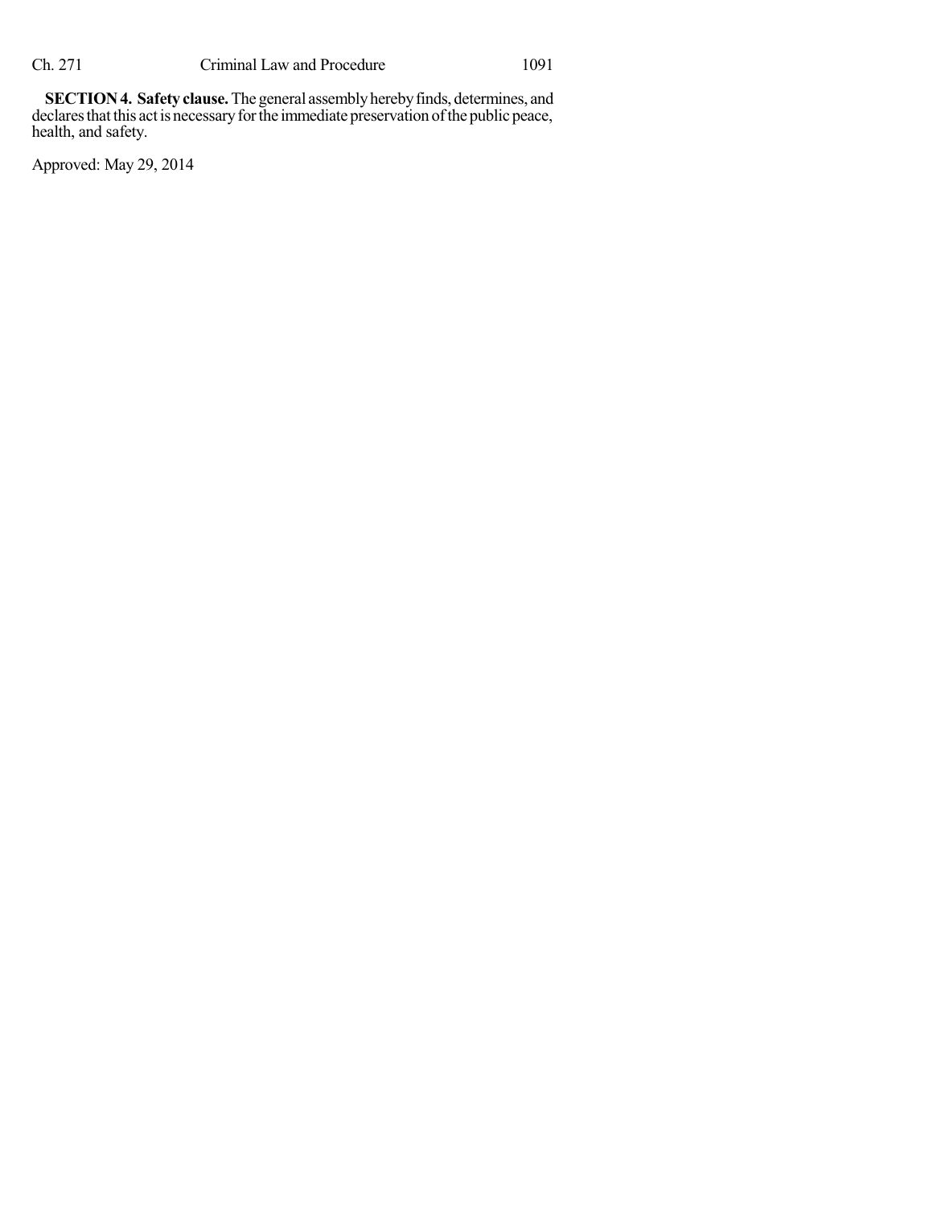**SECTION 4. Safety clause.** The general assembly hereby finds, determines, and declares that this act is necessary for the immediate preservation of the public peace, health, and safety.

Approved: May 29, 2014